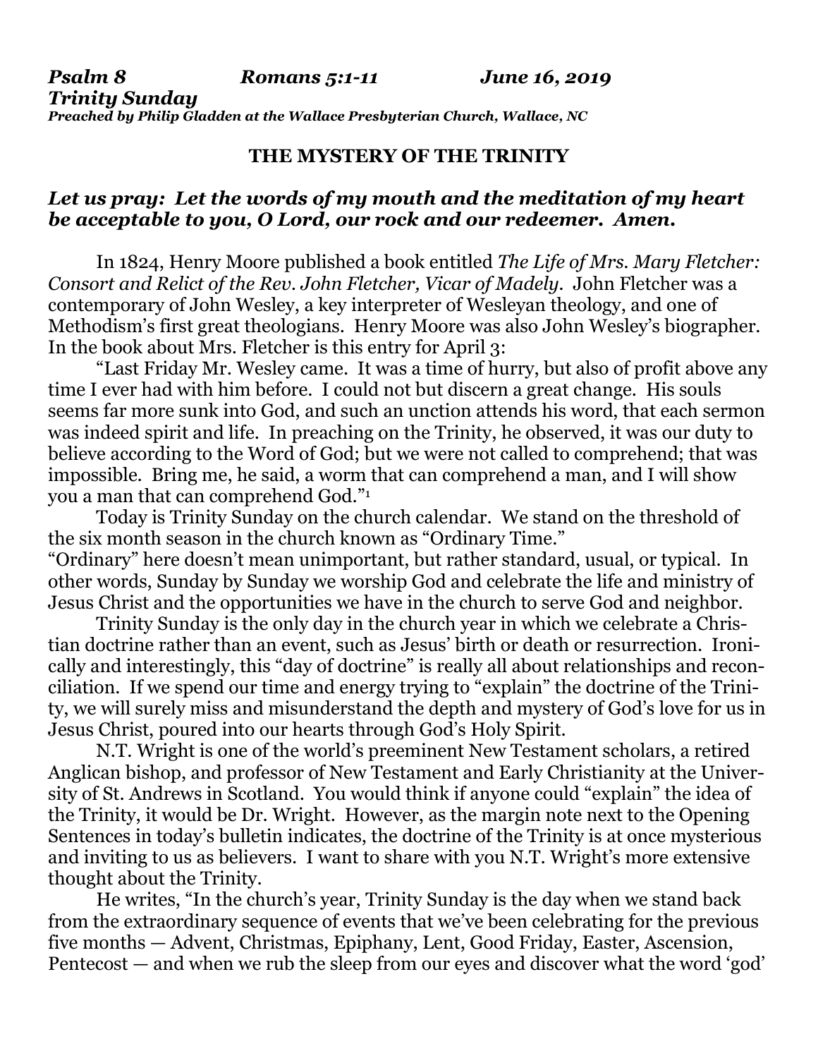*Psalm 8 Romans 5:1-11 June 16, 2019*
*Trinity Sunday*
*Preached by Philip Gladden at the Wallace Presbyterian Church, Wallace, NC*

## THE MYSTERY OF THE TRINITY

***Let us pray: Let the words of my mouth and the meditation of my heart be acceptable to you, O Lord, our rock and our redeemer. Amen.***

In 1824, Henry Moore published a book entitled *The Life of Mrs. Mary Fletcher: Consort and Relict of the Rev. John Fletcher, Vicar of Madely.* John Fletcher was a contemporary of John Wesley, a key interpreter of Wesleyan theology, and one of Methodism's first great theologians. Henry Moore was also John Wesley's biographer. In the book about Mrs. Fletcher is this entry for April 3:

"Last Friday Mr. Wesley came. It was a time of hurry, but also of profit above any time I ever had with him before. I could not but discern a great change. His souls seems far more sunk into God, and such an unction attends his word, that each sermon was indeed spirit and life. In preaching on the Trinity, he observed, it was our duty to believe according to the Word of God; but we were not called to comprehend; that was impossible. Bring me, he said, a worm that can comprehend a man, and I will show you a man that can comprehend God."[1]

Today is Trinity Sunday on the church calendar. We stand on the threshold of the six month season in the church known as "Ordinary Time." "Ordinary" here doesn't mean unimportant, but rather standard, usual, or typical. In other words, Sunday by Sunday we worship God and celebrate the life and ministry of Jesus Christ and the opportunities we have in the church to serve God and neighbor.

Trinity Sunday is the only day in the church year in which we celebrate a Christian doctrine rather than an event, such as Jesus' birth or death or resurrection. Ironically and interestingly, this "day of doctrine" is really all about relationships and reconciliation. If we spend our time and energy trying to "explain" the doctrine of the Trinity, we will surely miss and misunderstand the depth and mystery of God's love for us in Jesus Christ, poured into our hearts through God's Holy Spirit.

N.T. Wright is one of the world's preeminent New Testament scholars, a retired Anglican bishop, and professor of New Testament and Early Christianity at the University of St. Andrews in Scotland. You would think if anyone could "explain" the idea of the Trinity, it would be Dr. Wright. However, as the margin note next to the Opening Sentences in today's bulletin indicates, the doctrine of the Trinity is at once mysterious and inviting to us as believers. I want to share with you N.T. Wright's more extensive thought about the Trinity.

He writes, "In the church's year, Trinity Sunday is the day when we stand back from the extraordinary sequence of events that we've been celebrating for the previous five months — Advent, Christmas, Epiphany, Lent, Good Friday, Easter, Ascension, Pentecost — and when we rub the sleep from our eyes and discover what the word 'god'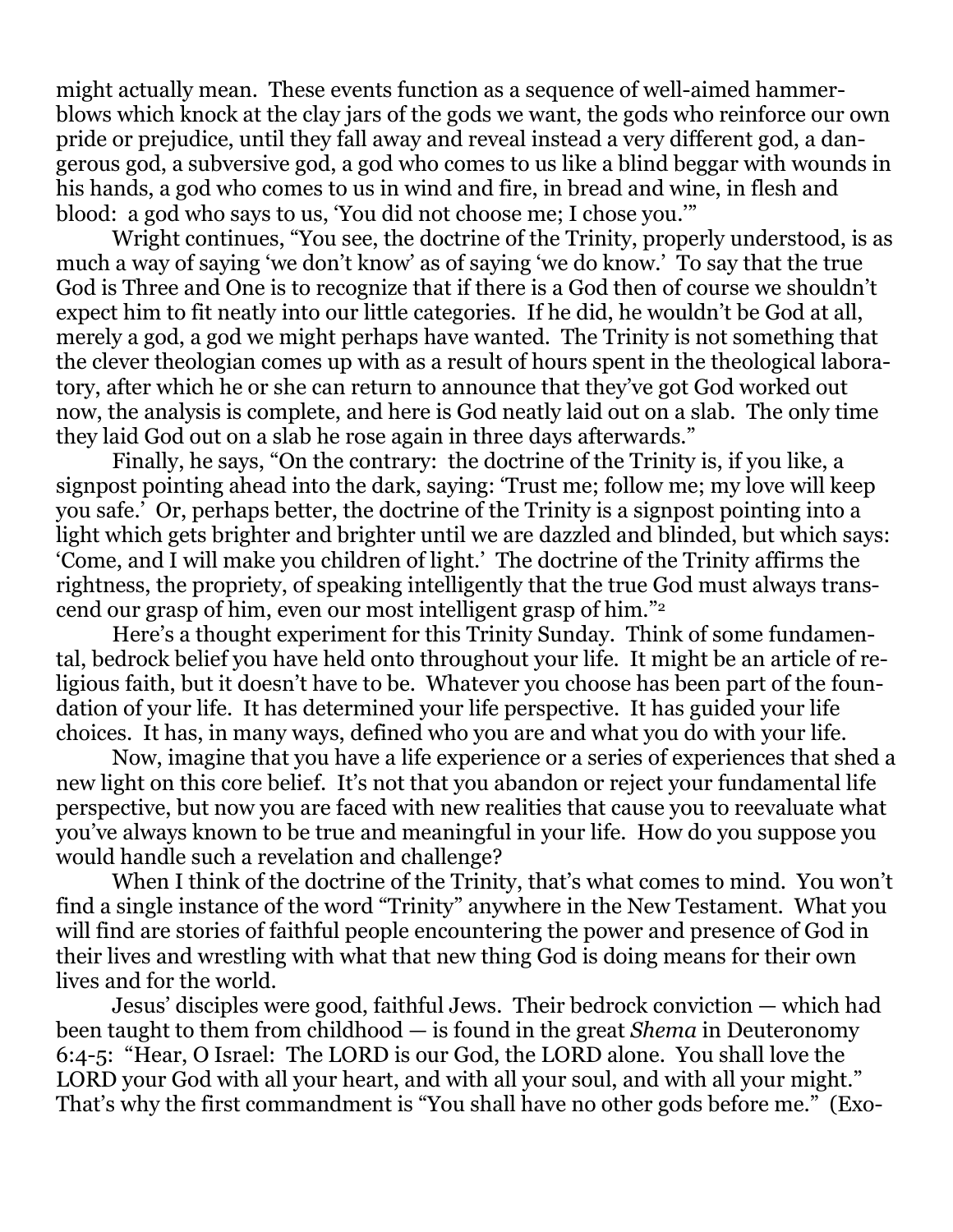might actually mean. These events function as a sequence of well-aimed hammer-blows which knock at the clay jars of the gods we want, the gods who reinforce our own pride or prejudice, until they fall away and reveal instead a very different god, a dangerous god, a subversive god, a god who comes to us like a blind beggar with wounds in his hands, a god who comes to us in wind and fire, in bread and wine, in flesh and blood: a god who says to us, 'You did not choose me; I chose you.'"

Wright continues, "You see, the doctrine of the Trinity, properly understood, is as much a way of saying 'we don't know' as of saying 'we do know.' To say that the true God is Three and One is to recognize that if there is a God then of course we shouldn't expect him to fit neatly into our little categories. If he did, he wouldn't be God at all, merely a god, a god we might perhaps have wanted. The Trinity is not something that the clever theologian comes up with as a result of hours spent in the theological laboratory, after which he or she can return to announce that they've got God worked out now, the analysis is complete, and here is God neatly laid out on a slab. The only time they laid God out on a slab he rose again in three days afterwards."

Finally, he says, "On the contrary: the doctrine of the Trinity is, if you like, a signpost pointing ahead into the dark, saying: 'Trust me; follow me; my love will keep you safe.' Or, perhaps better, the doctrine of the Trinity is a signpost pointing into a light which gets brighter and brighter until we are dazzled and blinded, but which says: 'Come, and I will make you children of light.' The doctrine of the Trinity affirms the rightness, the propriety, of speaking intelligently that the true God must always transcend our grasp of him, even our most intelligent grasp of him."[2]

Here's a thought experiment for this Trinity Sunday. Think of some fundamental, bedrock belief you have held onto throughout your life. It might be an article of religious faith, but it doesn't have to be. Whatever you choose has been part of the foundation of your life. It has determined your life perspective. It has guided your life choices. It has, in many ways, defined who you are and what you do with your life.

Now, imagine that you have a life experience or a series of experiences that shed a new light on this core belief. It's not that you abandon or reject your fundamental life perspective, but now you are faced with new realities that cause you to reevaluate what you've always known to be true and meaningful in your life. How do you suppose you would handle such a revelation and challenge?

When I think of the doctrine of the Trinity, that's what comes to mind. You won't find a single instance of the word "Trinity" anywhere in the New Testament. What you will find are stories of faithful people encountering the power and presence of God in their lives and wrestling with what that new thing God is doing means for their own lives and for the world.

Jesus' disciples were good, faithful Jews. Their bedrock conviction — which had been taught to them from childhood — is found in the great *Shema* in Deuteronomy 6:4-5: "Hear, O Israel: The LORD is our God, the LORD alone. You shall love the LORD your God with all your heart, and with all your soul, and with all your might." That's why the first commandment is "You shall have no other gods before me." (Exo-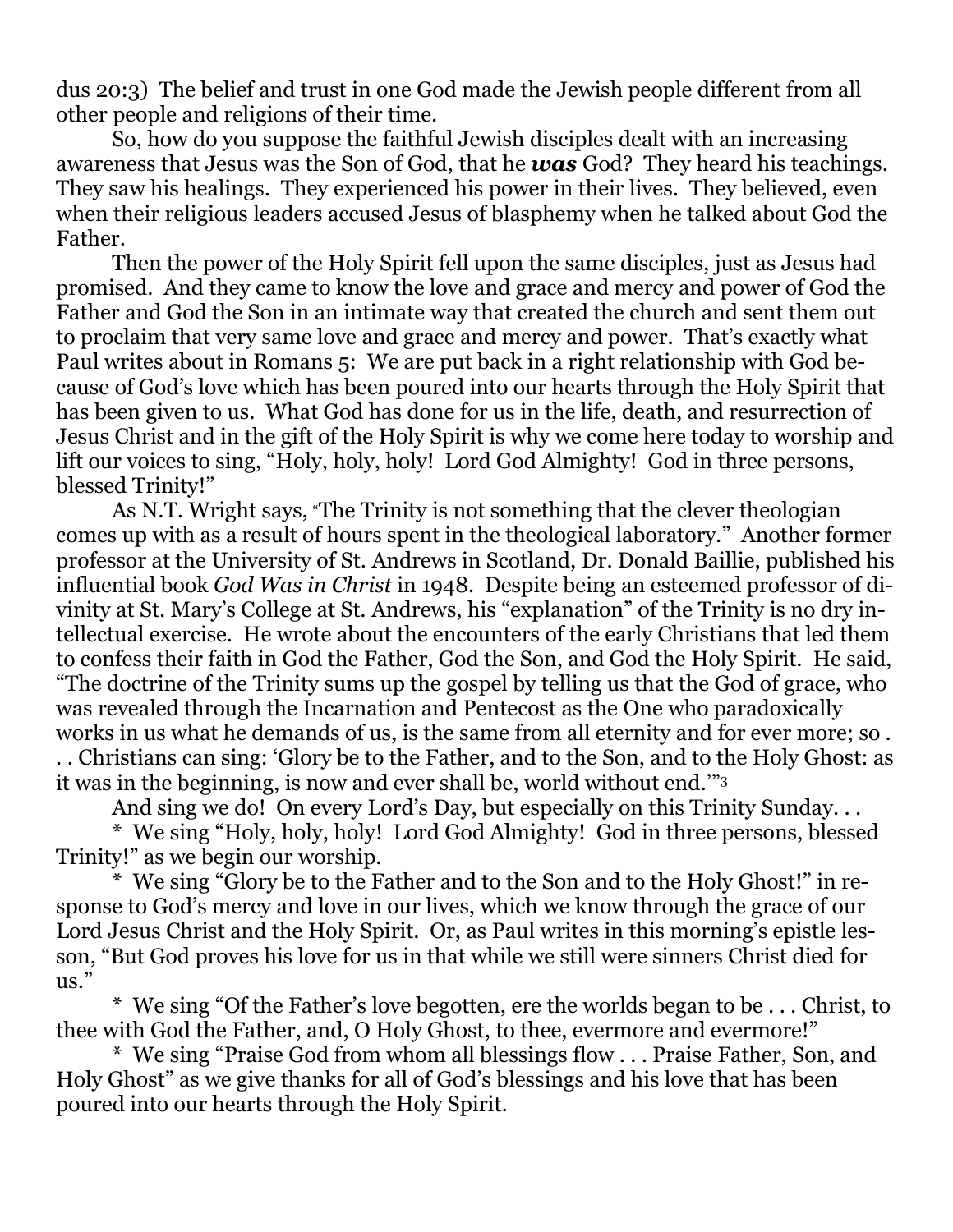dus 20:3) The belief and trust in one God made the Jewish people different from all other people and religions of their time.

So, how do you suppose the faithful Jewish disciples dealt with an increasing awareness that Jesus was the Son of God, that he ***was*** God? They heard his teachings. They saw his healings. They experienced his power in their lives. They believed, even when their religious leaders accused Jesus of blasphemy when he talked about God the Father.

Then the power of the Holy Spirit fell upon the same disciples, just as Jesus had promised. And they came to know the love and grace and mercy and power of God the Father and God the Son in an intimate way that created the church and sent them out to proclaim that very same love and grace and mercy and power. That's exactly what Paul writes about in Romans 5: We are put back in a right relationship with God because of God's love which has been poured into our hearts through the Holy Spirit that has been given to us. What God has done for us in the life, death, and resurrection of Jesus Christ and in the gift of the Holy Spirit is why we come here today to worship and lift our voices to sing, "Holy, holy, holy! Lord God Almighty! God in three persons, blessed Trinity!"

As N.T. Wright says, "The Trinity is not something that the clever theologian comes up with as a result of hours spent in the theological laboratory." Another former professor at the University of St. Andrews in Scotland, Dr. Donald Baillie, published his influential book *God Was in Christ* in 1948. Despite being an esteemed professor of divinity at St. Mary's College at St. Andrews, his "explanation" of the Trinity is no dry intellectual exercise. He wrote about the encounters of the early Christians that led them to confess their faith in God the Father, God the Son, and God the Holy Spirit. He said, "The doctrine of the Trinity sums up the gospel by telling us that the God of grace, who was revealed through the Incarnation and Pentecost as the One who paradoxically works in us what he demands of us, is the same from all eternity and for ever more; so . . . Christians can sing: 'Glory be to the Father, and to the Son, and to the Holy Ghost: as it was in the beginning, is now and ever shall be, world without end.'"[3]

And sing we do! On every Lord's Day, but especially on this Trinity Sunday. . .

* We sing "Holy, holy, holy! Lord God Almighty! God in three persons, blessed Trinity!" as we begin our worship.

* We sing "Glory be to the Father and to the Son and to the Holy Ghost!" in response to God's mercy and love in our lives, which we know through the grace of our Lord Jesus Christ and the Holy Spirit. Or, as Paul writes in this morning's epistle lesson, "But God proves his love for us in that while we still were sinners Christ died for us."

* We sing "Of the Father's love begotten, ere the worlds began to be . . . Christ, to thee with God the Father, and, O Holy Ghost, to thee, evermore and evermore!"

* We sing "Praise God from whom all blessings flow . . . Praise Father, Son, and Holy Ghost" as we give thanks for all of God's blessings and his love that has been poured into our hearts through the Holy Spirit.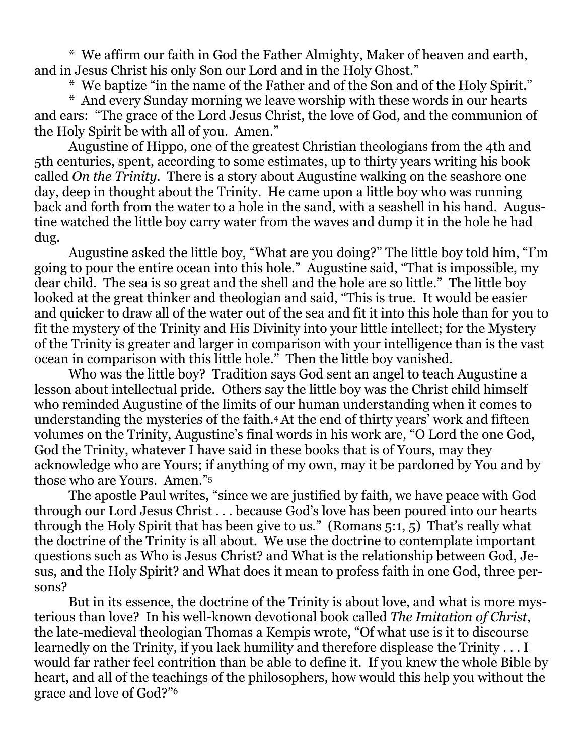* We affirm our faith in God the Father Almighty, Maker of heaven and earth, and in Jesus Christ his only Son our Lord and in the Holy Ghost."

* We baptize "in the name of the Father and of the Son and of the Holy Spirit."

* And every Sunday morning we leave worship with these words in our hearts and ears: "The grace of the Lord Jesus Christ, the love of God, and the communion of the Holy Spirit be with all of you. Amen."

Augustine of Hippo, one of the greatest Christian theologians from the 4th and 5th centuries, spent, according to some estimates, up to thirty years writing his book called *On the Trinity*. There is a story about Augustine walking on the seashore one day, deep in thought about the Trinity. He came upon a little boy who was running back and forth from the water to a hole in the sand, with a seashell in his hand. Augustine watched the little boy carry water from the waves and dump it in the hole he had dug.

Augustine asked the little boy, "What are you doing?" The little boy told him, "I'm going to pour the entire ocean into this hole." Augustine said, "That is impossible, my dear child. The sea is so great and the shell and the hole are so little." The little boy looked at the great thinker and theologian and said, "This is true. It would be easier and quicker to draw all of the water out of the sea and fit it into this hole than for you to fit the mystery of the Trinity and His Divinity into your little intellect; for the Mystery of the Trinity is greater and larger in comparison with your intelligence than is the vast ocean in comparison with this little hole." Then the little boy vanished.

Who was the little boy? Tradition says God sent an angel to teach Augustine a lesson about intellectual pride. Others say the little boy was the Christ child himself who reminded Augustine of the limits of our human understanding when it comes to understanding the mysteries of the faith.[4] At the end of thirty years' work and fifteen volumes on the Trinity, Augustine's final words in his work are, "O Lord the one God, God the Trinity, whatever I have said in these books that is of Yours, may they acknowledge who are Yours; if anything of my own, may it be pardoned by You and by those who are Yours. Amen."[5]

The apostle Paul writes, "since we are justified by faith, we have peace with God through our Lord Jesus Christ . . . because God's love has been poured into our hearts through the Holy Spirit that has been give to us." (Romans 5:1, 5) That's really what the doctrine of the Trinity is all about. We use the doctrine to contemplate important questions such as Who is Jesus Christ? and What is the relationship between God, Jesus, and the Holy Spirit? and What does it mean to profess faith in one God, three persons?

But in its essence, the doctrine of the Trinity is about love, and what is more mysterious than love? In his well-known devotional book called *The Imitation of Christ*, the late-medieval theologian Thomas a Kempis wrote, "Of what use is it to discourse learnedly on the Trinity, if you lack humility and therefore displease the Trinity . . . I would far rather feel contrition than be able to define it. If you knew the whole Bible by heart, and all of the teachings of the philosophers, how would this help you without the grace and love of God?"[6]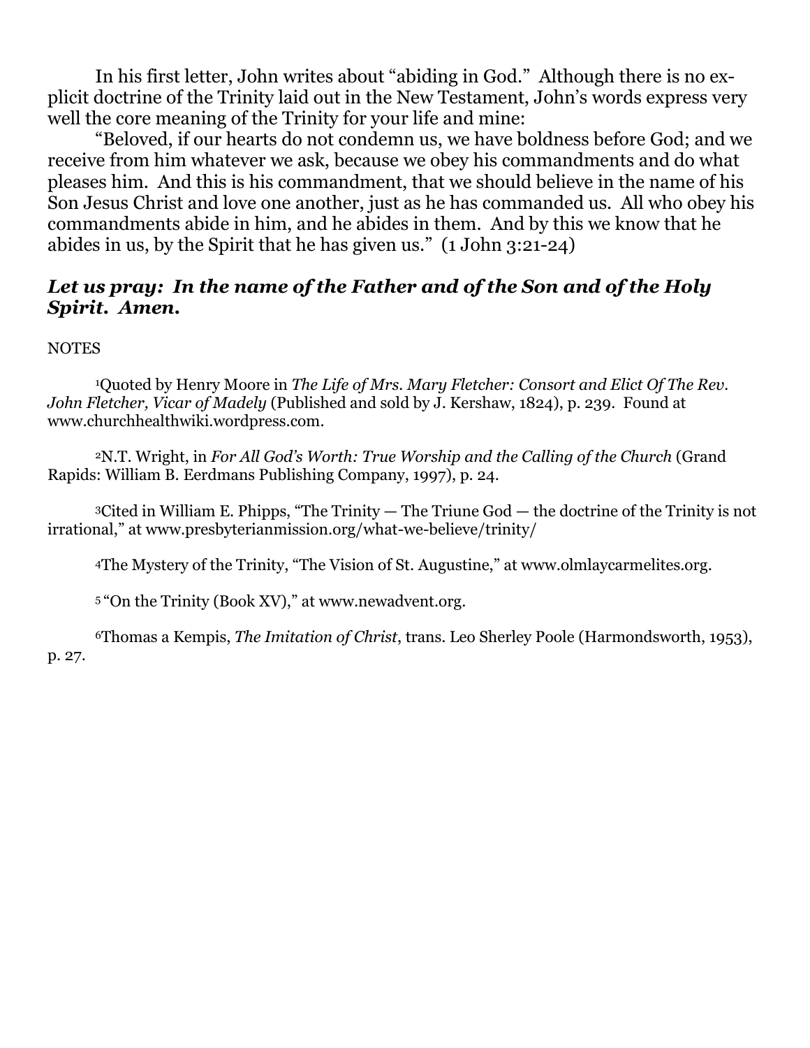In his first letter, John writes about "abiding in God." Although there is no explicit doctrine of the Trinity laid out in the New Testament, John's words express very well the core meaning of the Trinity for your life and mine:

"Beloved, if our hearts do not condemn us, we have boldness before God; and we receive from him whatever we ask, because we obey his commandments and do what pleases him. And this is his commandment, that we should believe in the name of his Son Jesus Christ and love one another, just as he has commanded us. All who obey his commandments abide in him, and he abides in them. And by this we know that he abides in us, by the Spirit that he has given us." (1 John 3:21-24)

***Let us pray: In the name of the Father and of the Son and of the Holy Spirit. Amen.***

NOTES

[1]Quoted by Henry Moore in *The Life of Mrs. Mary Fletcher: Consort and Elict Of The Rev. John Fletcher, Vicar of Madely* (Published and sold by J. Kershaw, 1824), p. 239. Found at www.churchhealthwiki.wordpress.com.

[2]N.T. Wright, in *For All God's Worth: True Worship and the Calling of the Church* (Grand Rapids: William B. Eerdmans Publishing Company, 1997), p. 24.

[3]Cited in William E. Phipps, "The Trinity — The Triune God — the doctrine of the Trinity is not irrational," at www.presbyterianmission.org/what-we-believe/trinity/

[4]The Mystery of the Trinity, "The Vision of St. Augustine," at www.olmlaycarmelites.org.

[5] "On the Trinity (Book XV)," at www.newadvent.org.

[6]Thomas a Kempis, *The Imitation of Christ*, trans. Leo Sherley Poole (Harmondsworth, 1953), p. 27.